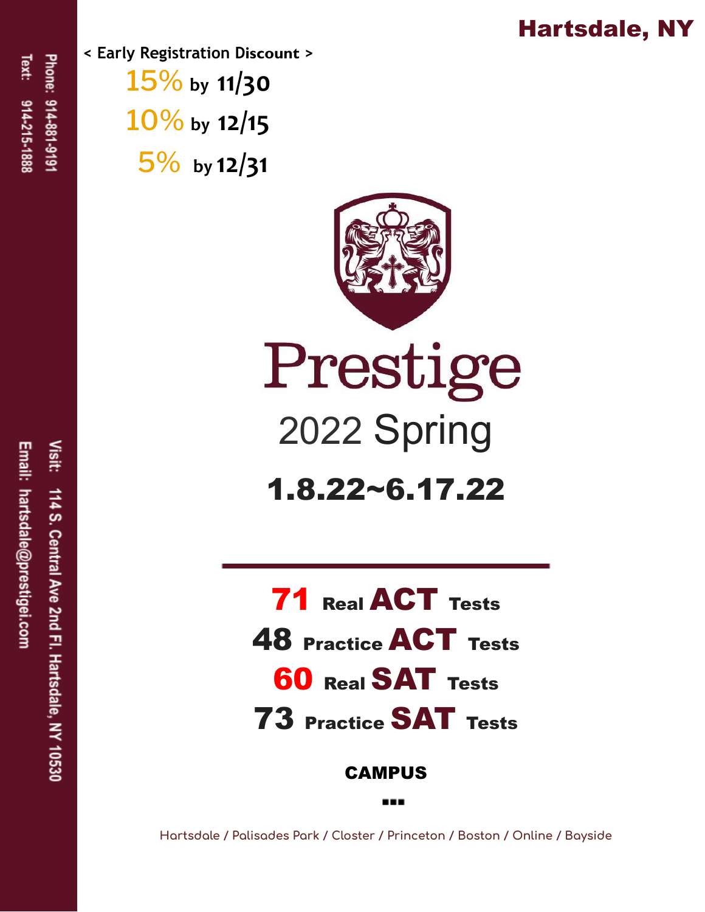# Hartsdale, NY

Phone: 914-881-9191
Text: 914-215-1888

Visit: 114 S. Central Ave 2nd Fl. Hartsdale, NY 10530
Email: hartsdale@prestigei.com

< Early Registration Discount >

15% by 11/30
10% by 12/15
5% by 12/31

# Prestige

## 2022 Spring

## 1.8.22~6.17.22

---

**71** Real **ACT** Tests
**48** Practice **ACT** Tests
**60** Real **SAT** Tests
**73** Practice **SAT** Tests

**CAMPUS**

Hartsdale / Palisades Park / Closter / Princeton / Boston / Online / Bayside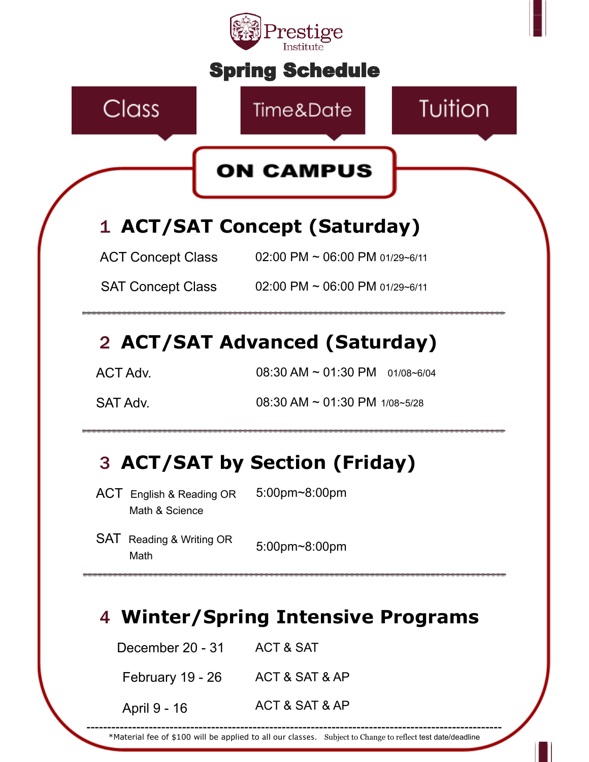Prestige Institute

# Spring Schedule

| Class | Time&Date | Tuition |
|---|---|---|

## ON CAMPUS

### 1 ACT/SAT Concept (Saturday)

| | |
|---|---|
| ACT Concept Class | 02:00 PM ~ 06:00 PM 01/29~6/11 |
| SAT Concept Class | 02:00 PM ~ 06:00 PM 01/29~6/11 |

### 2 ACT/SAT Advanced (Saturday)

| | |
|---|---|
| ACT Adv. | 08:30 AM ~ 01:30 PM 01/08~6/04 |
| SAT Adv. | 08:30 AM ~ 01:30 PM 1/08~5/28 |

### 3 ACT/SAT by Section (Friday)

| | |
|---|---|
| ACT English & Reading OR Math & Science | 5:00pm~8:00pm |
| SAT Reading & Writing OR Math | 5:00pm~8:00pm |

### 4 Winter/Spring Intensive Programs

| | |
|---|---|
| December 20 - 31 | ACT & SAT |
| February 19 - 26 | ACT & SAT & AP |
| April 9 - 16 | ACT & SAT & AP |

*Material fee of $100 will be applied to all our classes. Subject to Change to reflect test date/deadline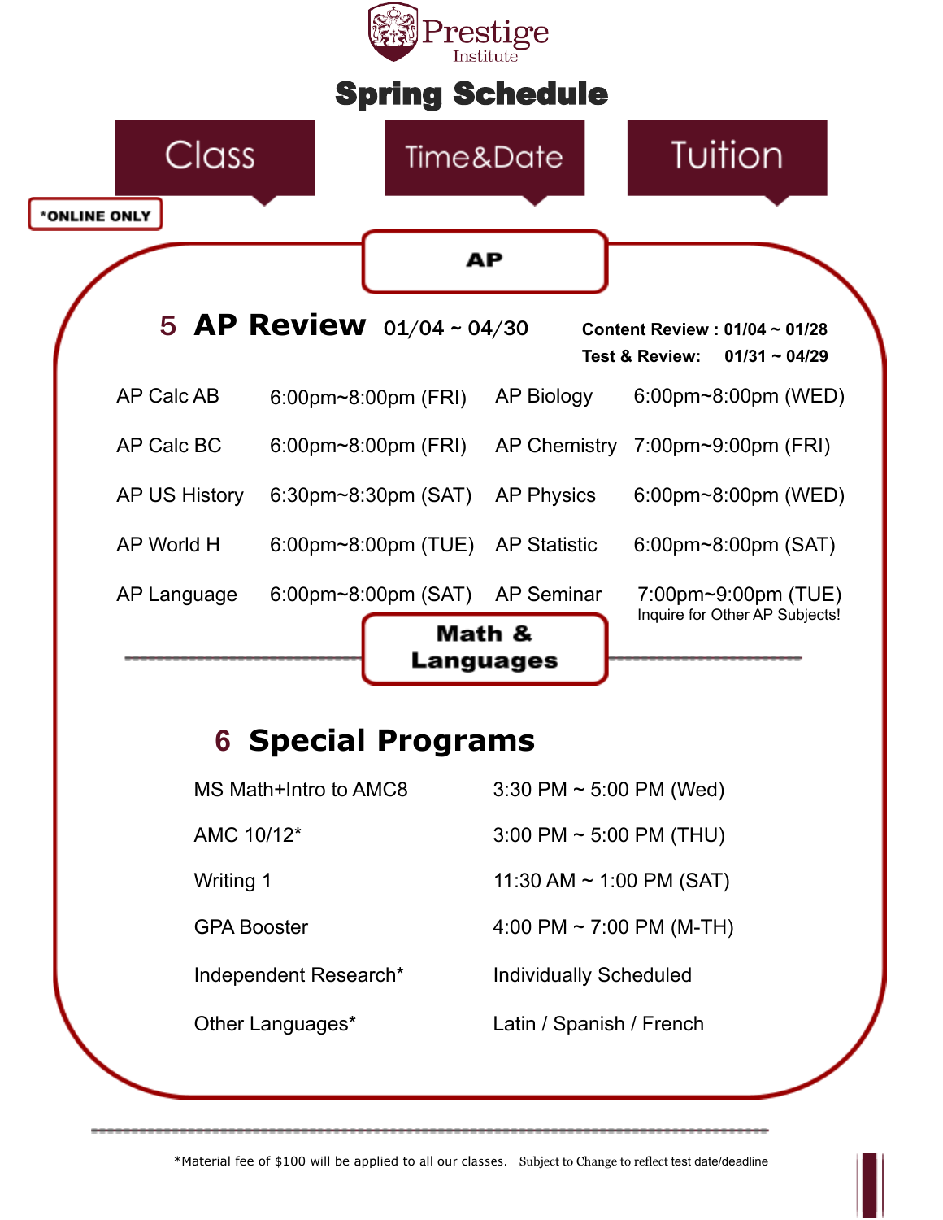Prestige Institute

# Spring Schedule

**Class** | **Time&Date** | **Tuition**

*ONLINE ONLY

## AP

### 5 AP Review 01/04 ~ 04/30

**Content Review : 01/04 ~ 01/28**
**Test & Review: 01/31 ~ 04/29**

| | | | |
|---|---|---|---|
| AP Calc AB | 6:00pm~8:00pm (FRI) | AP Biology | 6:00pm~8:00pm (WED) |
| AP Calc BC | 6:00pm~8:00pm (FRI) | AP Chemistry | 7:00pm~9:00pm (FRI) |
| AP US History | 6:30pm~8:30pm (SAT) | AP Physics | 6:00pm~8:00pm (WED) |
| AP World H | 6:00pm~8:00pm (TUE) | AP Statistic | 6:00pm~8:00pm (SAT) |
| AP Language | 6:00pm~8:00pm (SAT) | AP Seminar | 7:00pm~9:00pm (TUE) |

Inquire for Other AP Subjects!

## Math & Languages

### 6 Special Programs

| | |
|---|---|
| MS Math+Intro to AMC8 | 3:30 PM ~ 5:00 PM (Wed) |
| AMC 10/12* | 3:00 PM ~ 5:00 PM (THU) |
| Writing 1 | 11:30 AM ~ 1:00 PM (SAT) |
| GPA Booster | 4:00 PM ~ 7:00 PM (M-TH) |
| Independent Research* | Individually Scheduled |
| Other Languages* | Latin / Spanish / French |

*Material fee of $100 will be applied to all our classes. Subject to Change to reflect test date/deadline